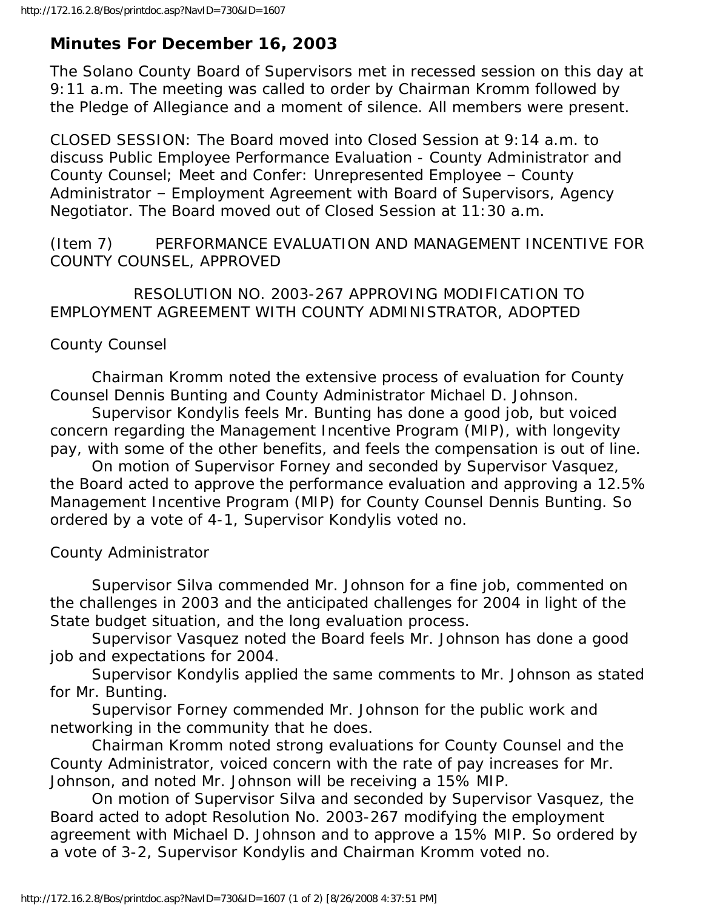# Minutes For December 16, 2003

The Solano County Board of Supervisors met in recessed session on this day at 9:11 a.m. The meeting was called to order by Chairman Kromm followed by the Pledge of Allegiance and a moment of silence. All members were present.

CLOSED SESSION: The Board moved into Closed Session at 9:14 a.m. to discuss Public Employee Performance Evaluation - County Administrator and County Counsel; Meet and Confer: Unrepresented Employee – County Administrator – Employment Agreement with Board of Supervisors, Agency Negotiator. The Board moved out of Closed Session at 11:30 a.m.

(Item 7) PERFORMANCE EVALUATION AND MANAGEMENT INCENTIVE FOR COUNTY COUNSEL, APPROVED

RESOLUTION NO. 2003-267 APPROVING MODIFICATION TO EMPLOYMENT AGREEMENT WITH COUNTY ADMINISTRATOR, ADOPTED

County Counsel

Chairman Kromm noted the extensive process of evaluation for County Counsel Dennis Bunting and County Administrator Michael D. Johnson.

Supervisor Kondylis feels Mr. Bunting has done a good job, but voiced concern regarding the Management Incentive Program (MIP), with longevity pay, with some of the other benefits, and feels the compensation is out of line.

On motion of Supervisor Forney and seconded by Supervisor Vasquez, the Board acted to approve the performance evaluation and approving a 12.5% Management Incentive Program (MIP) for County Counsel Dennis Bunting. So ordered by a vote of 4-1, Supervisor Kondylis voted no.

County Administrator

Supervisor Silva commended Mr. Johnson for a fine job, commented on the challenges in 2003 and the anticipated challenges for 2004 in light of the State budget situation, and the long evaluation process.

Supervisor Vasquez noted the Board feels Mr. Johnson has done a good job and expectations for 2004.

Supervisor Kondylis applied the same comments to Mr. Johnson as stated for Mr. Bunting.

Supervisor Forney commended Mr. Johnson for the public work and networking in the community that he does.

Chairman Kromm noted strong evaluations for County Counsel and the County Administrator, voiced concern with the rate of pay increases for Mr. Johnson, and noted Mr. Johnson will be receiving a 15% MIP.

On motion of Supervisor Silva and seconded by Supervisor Vasquez, the Board acted to adopt Resolution No. 2003-267 modifying the employment agreement with Michael D. Johnson and to approve a 15% MIP. So ordered by a vote of 3-2, Supervisor Kondylis and Chairman Kromm voted no.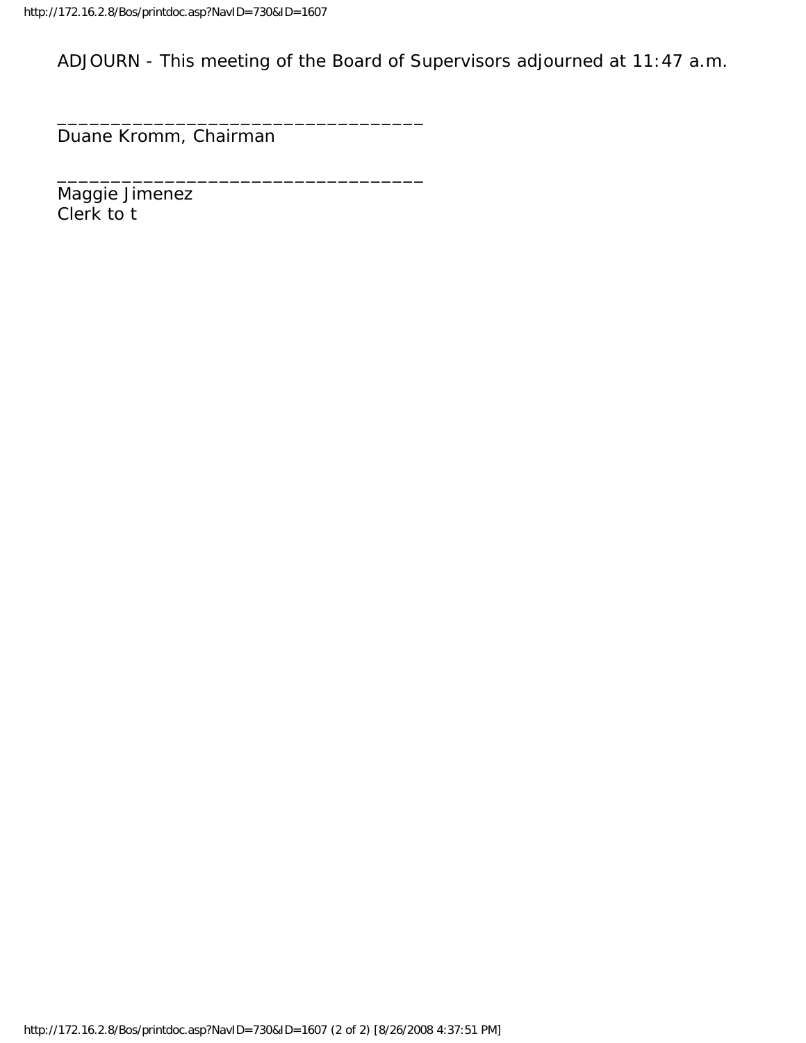ADJOURN - This meeting of the Board of Supervisors adjourned at 11:47 a.m.

_________________________________
Duane Kromm, Chairman

_________________________________
Maggie Jimenez
Clerk to t